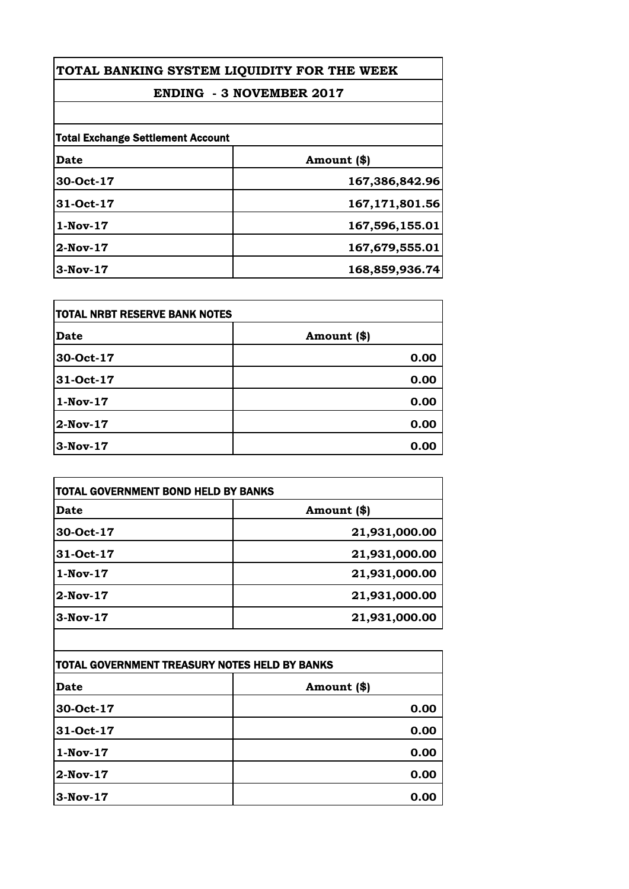# TOTAL BANKING SYSTEM LIQUIDITY FOR THE WEEK

## ENDING - 3 NOVEMBER 2017

**Total Exchange Settlement Account**

| Date | Amount ($) |
|---|---|
| 30-Oct-17 | 167,386,842.96 |
| 31-Oct-17 | 167,171,801.56 |
| 1-Nov-17 | 167,596,155.01 |
| 2-Nov-17 | 167,679,555.01 |
| 3-Nov-17 | 168,859,936.74 |

**TOTAL NRBT RESERVE BANK NOTES**

| Date | Amount ($) |
|---|---|
| 30-Oct-17 | 0.00 |
| 31-Oct-17 | 0.00 |
| 1-Nov-17 | 0.00 |
| 2-Nov-17 | 0.00 |
| 3-Nov-17 | 0.00 |

**TOTAL GOVERNMENT BOND HELD BY BANKS**

| Date | Amount ($) |
|---|---|
| 30-Oct-17 | 21,931,000.00 |
| 31-Oct-17 | 21,931,000.00 |
| 1-Nov-17 | 21,931,000.00 |
| 2-Nov-17 | 21,931,000.00 |
| 3-Nov-17 | 21,931,000.00 |

**TOTAL GOVERNMENT TREASURY NOTES HELD BY BANKS**

| Date | Amount ($) |
|---|---|
| 30-Oct-17 | 0.00 |
| 31-Oct-17 | 0.00 |
| 1-Nov-17 | 0.00 |
| 2-Nov-17 | 0.00 |
| 3-Nov-17 | 0.00 |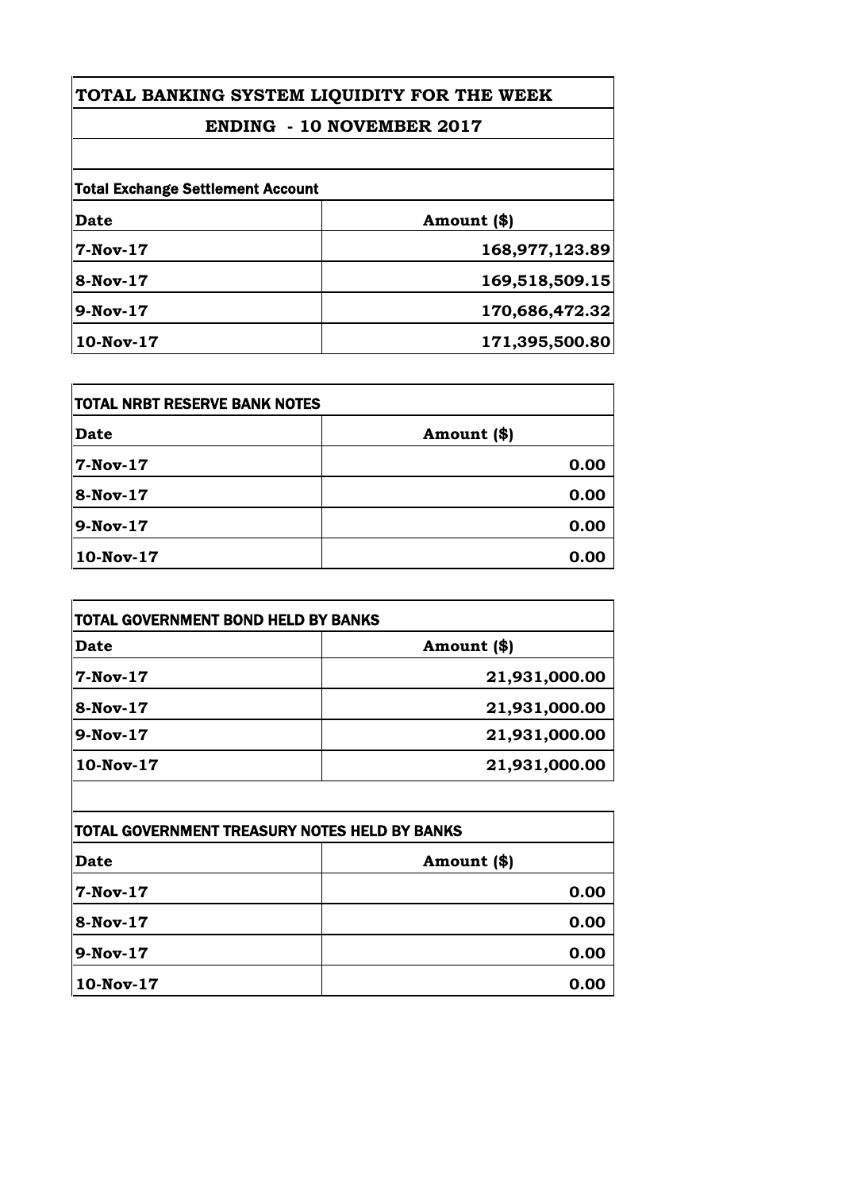# TOTAL BANKING SYSTEM LIQUIDITY FOR THE WEEK

## ENDING - 10 NOVEMBER 2017

**Total Exchange Settlement Account**

| Date | Amount ($) |
|---|---|
| 7-Nov-17 | 168,977,123.89 |
| 8-Nov-17 | 169,518,509.15 |
| 9-Nov-17 | 170,686,472.32 |
| 10-Nov-17 | 171,395,500.80 |

**TOTAL NRBT RESERVE BANK NOTES**

| Date | Amount ($) |
|---|---|
| 7-Nov-17 | 0.00 |
| 8-Nov-17 | 0.00 |
| 9-Nov-17 | 0.00 |
| 10-Nov-17 | 0.00 |

**TOTAL GOVERNMENT BOND HELD BY BANKS**

| Date | Amount ($) |
|---|---|
| 7-Nov-17 | 21,931,000.00 |
| 8-Nov-17 | 21,931,000.00 |
| 9-Nov-17 | 21,931,000.00 |
| 10-Nov-17 | 21,931,000.00 |

**TOTAL GOVERNMENT TREASURY NOTES HELD BY BANKS**

| Date | Amount ($) |
|---|---|
| 7-Nov-17 | 0.00 |
| 8-Nov-17 | 0.00 |
| 9-Nov-17 | 0.00 |
| 10-Nov-17 | 0.00 |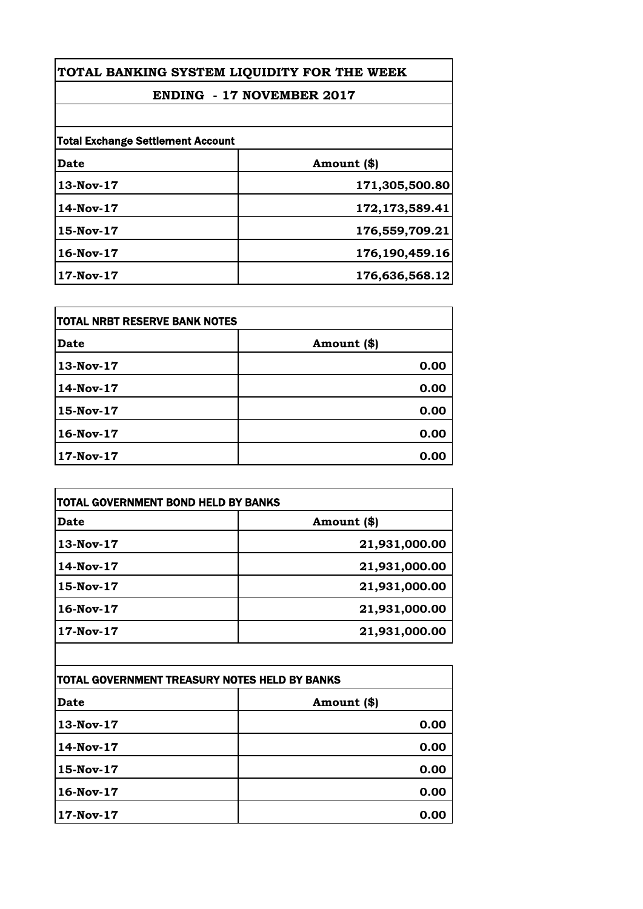# TOTAL BANKING SYSTEM LIQUIDITY FOR THE WEEK

## ENDING - 17 NOVEMBER 2017

**Total Exchange Settlement Account**

| Date | Amount ($) |
|---|---|
| 13-Nov-17 | 171,305,500.80 |
| 14-Nov-17 | 172,173,589.41 |
| 15-Nov-17 | 176,559,709.21 |
| 16-Nov-17 | 176,190,459.16 |
| 17-Nov-17 | 176,636,568.12 |

**TOTAL NRBT RESERVE BANK NOTES**

| Date | Amount ($) |
|---|---|
| 13-Nov-17 | 0.00 |
| 14-Nov-17 | 0.00 |
| 15-Nov-17 | 0.00 |
| 16-Nov-17 | 0.00 |
| 17-Nov-17 | 0.00 |

**TOTAL GOVERNMENT BOND HELD BY BANKS**

| Date | Amount ($) |
|---|---|
| 13-Nov-17 | 21,931,000.00 |
| 14-Nov-17 | 21,931,000.00 |
| 15-Nov-17 | 21,931,000.00 |
| 16-Nov-17 | 21,931,000.00 |
| 17-Nov-17 | 21,931,000.00 |

**TOTAL GOVERNMENT TREASURY NOTES HELD BY BANKS**

| Date | Amount ($) |
|---|---|
| 13-Nov-17 | 0.00 |
| 14-Nov-17 | 0.00 |
| 15-Nov-17 | 0.00 |
| 16-Nov-17 | 0.00 |
| 17-Nov-17 | 0.00 |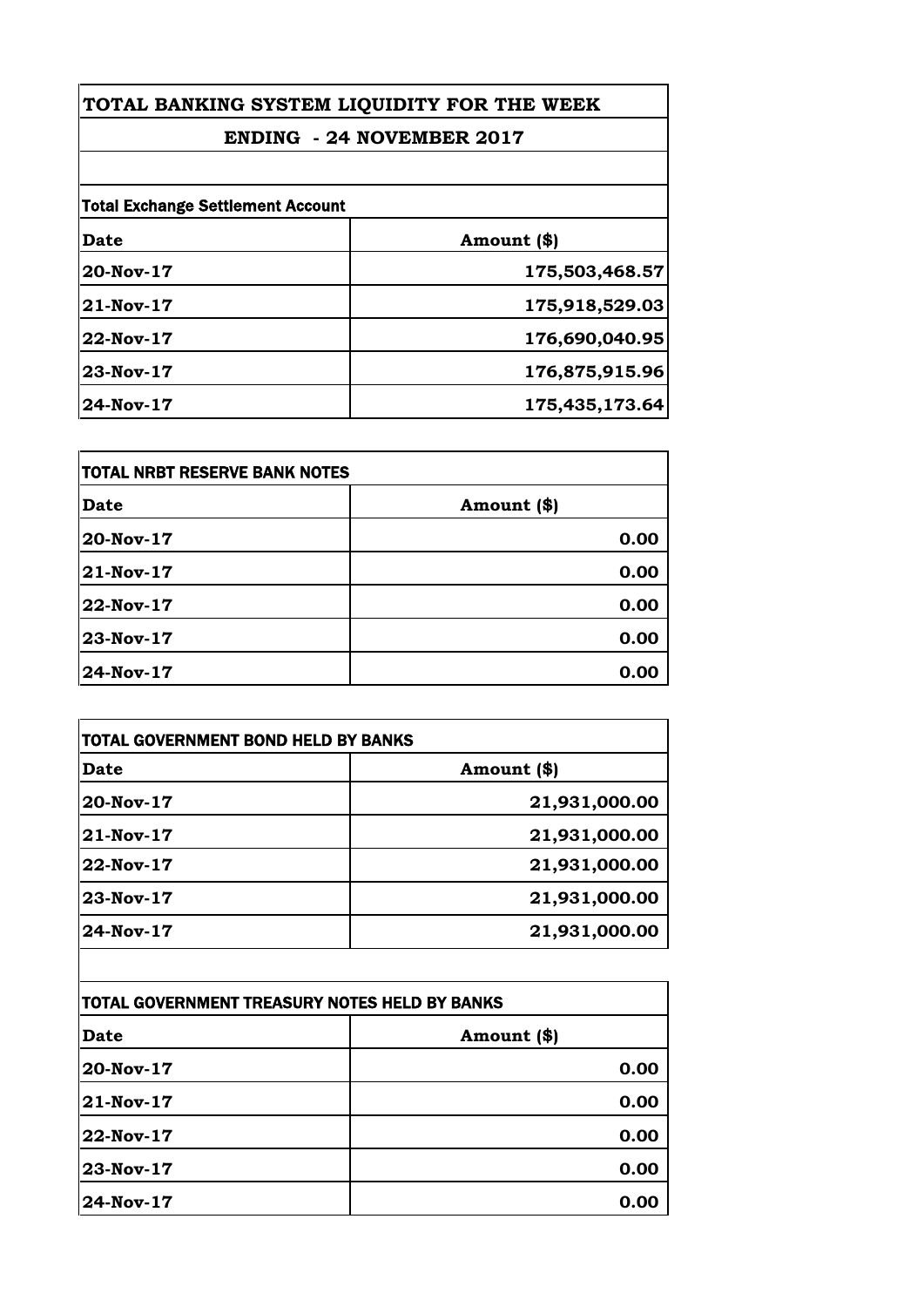# TOTAL BANKING SYSTEM LIQUIDITY FOR THE WEEK

## ENDING - 24 NOVEMBER 2017

| Total Exchange Settlement Account | |
|---|---|
| **Date** | **Amount ($)** |
| 20-Nov-17 | 175,503,468.57 |
| 21-Nov-17 | 175,918,529.03 |
| 22-Nov-17 | 176,690,040.95 |
| 23-Nov-17 | 176,875,915.96 |
| 24-Nov-17 | 175,435,173.64 |

| TOTAL NRBT RESERVE BANK NOTES | |
|---|---|
| **Date** | **Amount ($)** |
| 20-Nov-17 | 0.00 |
| 21-Nov-17 | 0.00 |
| 22-Nov-17 | 0.00 |
| 23-Nov-17 | 0.00 |
| 24-Nov-17 | 0.00 |

| TOTAL GOVERNMENT BOND HELD BY BANKS | |
|---|---|
| **Date** | **Amount ($)** |
| 20-Nov-17 | 21,931,000.00 |
| 21-Nov-17 | 21,931,000.00 |
| 22-Nov-17 | 21,931,000.00 |
| 23-Nov-17 | 21,931,000.00 |
| 24-Nov-17 | 21,931,000.00 |

| TOTAL GOVERNMENT TREASURY NOTES HELD BY BANKS | |
|---|---|
| **Date** | **Amount ($)** |
| 20-Nov-17 | 0.00 |
| 21-Nov-17 | 0.00 |
| 22-Nov-17 | 0.00 |
| 23-Nov-17 | 0.00 |
| 24-Nov-17 | 0.00 |